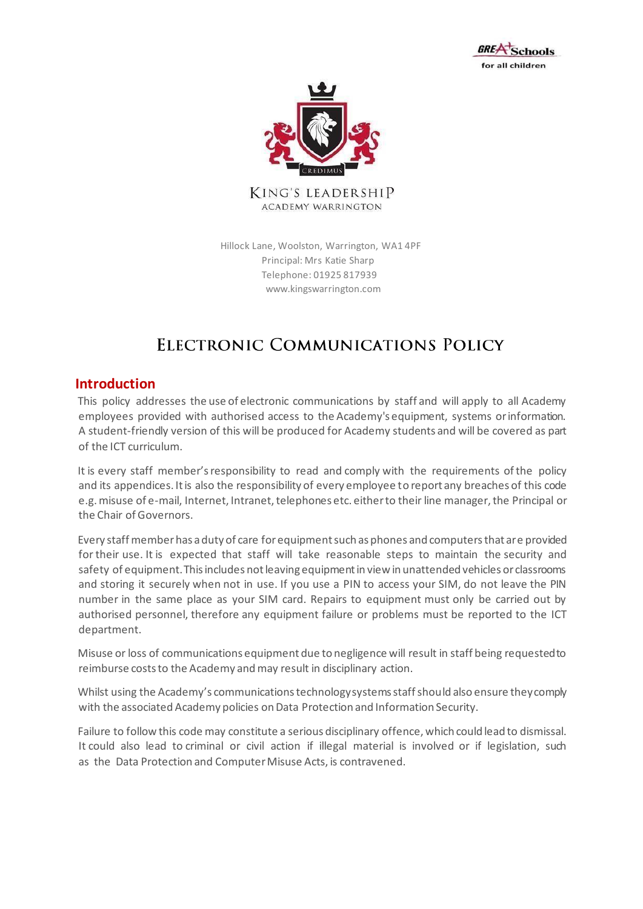GREAT Schools for all children

KING'S LEADERSHIP
ACADEMY WARRINGTON

Hillock Lane, Woolston, Warrington, WA1 4PF
Principal: Mrs Katie Sharp
Telephone: 01925 817939
www.kingswarrington.com

# Electronic Communications Policy

## Introduction

This policy addresses the use of electronic communications by staff and will apply to all Academy employees provided with authorised access to the Academy's equipment, systems or information. A student-friendly version of this will be produced for Academy students and will be covered as part of the ICT curriculum.

It is every staff member's responsibility to read and comply with the requirements of the policy and its appendices. It is also the responsibility of every employee to report any breaches of this code e.g. misuse of e-mail, Internet, Intranet, telephones etc. either to their line manager, the Principal or the Chair of Governors.

Every staff member has a duty of care for equipment such as phones and computers that are provided for their use. It is expected that staff will take reasonable steps to maintain the security and safety of equipment. This includes not leaving equipment in view in unattended vehicles or classrooms and storing it securely when not in use. If you use a PIN to access your SIM, do not leave the PIN number in the same place as your SIM card. Repairs to equipment must only be carried out by authorised personnel, therefore any equipment failure or problems must be reported to the ICT department.

Misuse or loss of communications equipment due to negligence will result in staff being requested to reimburse costs to the Academy and may result in disciplinary action.

Whilst using the Academy's communications technology systems staff should also ensure they comply with the associated Academy policies on Data Protection and Information Security.

Failure to follow this code may constitute a serious disciplinary offence, which could lead to dismissal. It could also lead to criminal or civil action if illegal material is involved or if legislation, such as the Data Protection and Computer Misuse Acts, is contravened.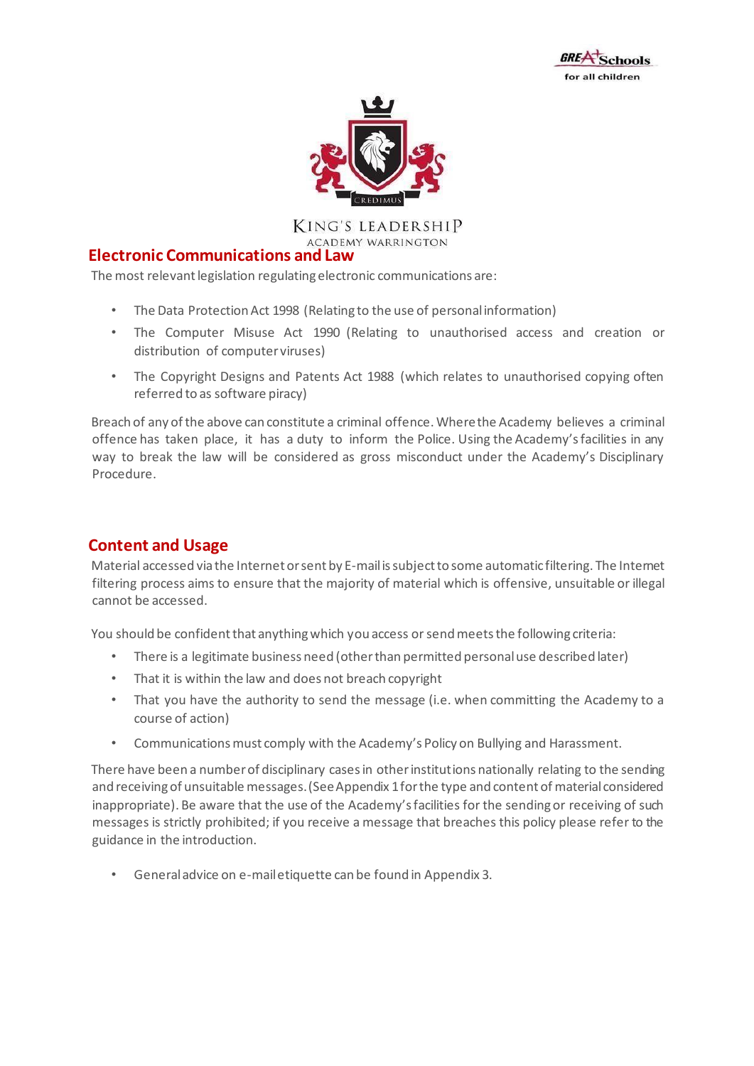## Electronic Communications and Law

The most relevant legislation regulating electronic communications are:

- The Data Protection Act 1998 (Relating to the use of personal information)
- The Computer Misuse Act 1990 (Relating to unauthorised access and creation or distribution of computer viruses)
- The Copyright Designs and Patents Act 1988 (which relates to unauthorised copying often referred to as software piracy)

Breach of any of the above can constitute a criminal offence. Where the Academy believes a criminal offence has taken place, it has a duty to inform the Police. Using the Academy's facilities in any way to break the law will be considered as gross misconduct under the Academy's Disciplinary Procedure.

## Content and Usage

Material accessed via the Internet or sent by E-mail is subject to some automatic filtering. The Internet filtering process aims to ensure that the majority of material which is offensive, unsuitable or illegal cannot be accessed.

You should be confident that anything which you access or send meets the following criteria:

- There is a legitimate business need (other than permitted personal use described later)
- That it is within the law and does not breach copyright
- That you have the authority to send the message (i.e. when committing the Academy to a course of action)
- Communications must comply with the Academy's Policy on Bullying and Harassment.

There have been a number of disciplinary cases in other institutions nationally relating to the sending and receiving of unsuitable messages. (See Appendix 1 for the type and content of material considered inappropriate). Be aware that the use of the Academy's facilities for the sending or receiving of such messages is strictly prohibited; if you receive a message that breaches this policy please refer to the guidance in the introduction.

- General advice on e-mail etiquette can be found in Appendix 3.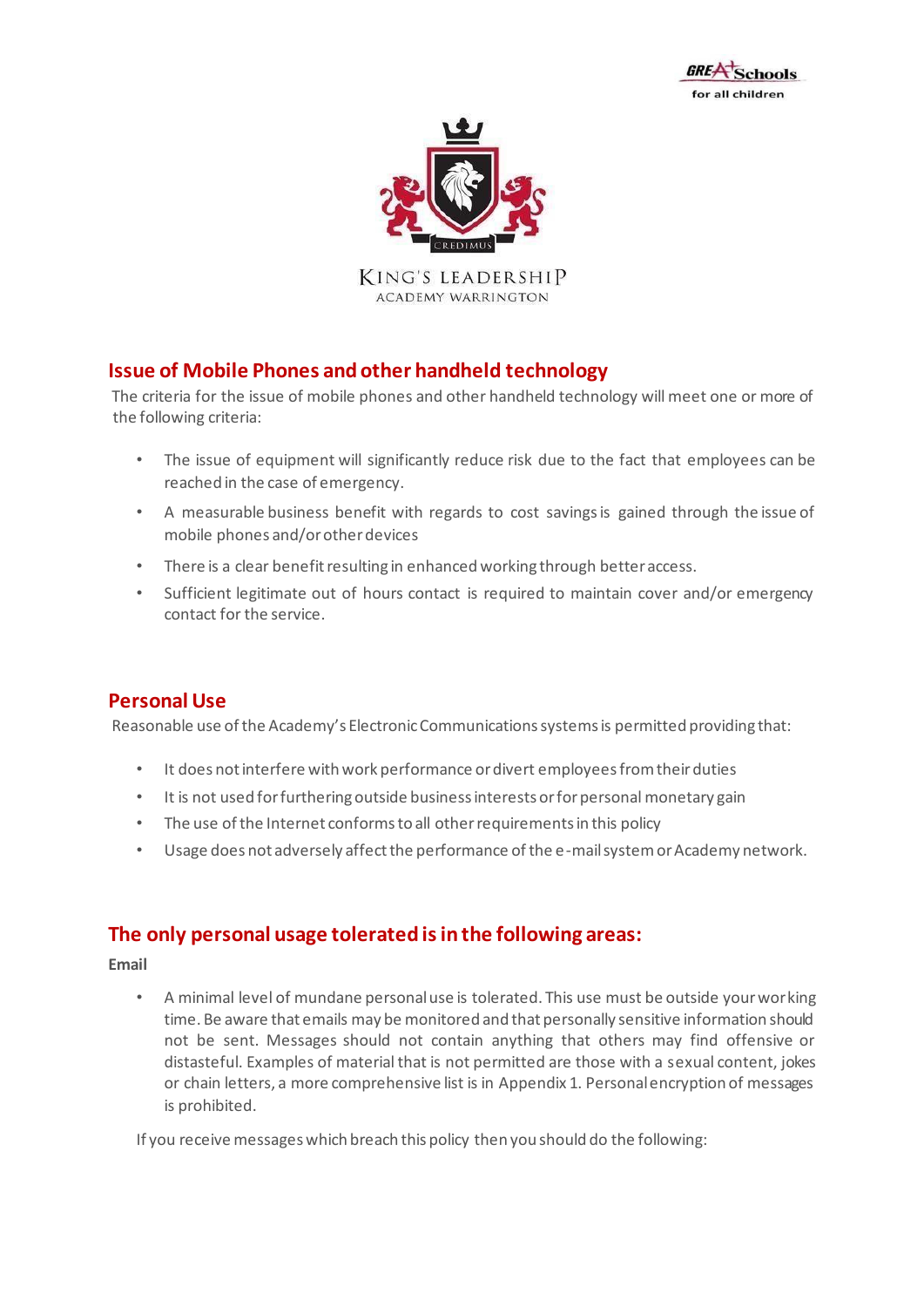## Issue of Mobile Phones and other handheld technology

The criteria for the issue of mobile phones and other handheld technology will meet one or more of the following criteria:

- The issue of equipment will significantly reduce risk due to the fact that employees can be reached in the case of emergency.
- A measurable business benefit with regards to cost savings is gained through the issue of mobile phones and/or other devices
- There is a clear benefit resulting in enhanced working through better access.
- Sufficient legitimate out of hours contact is required to maintain cover and/or emergency contact for the service.

## Personal Use

Reasonable use of the Academy's Electronic Communications systems is permitted providing that:

- It does not interfere with work performance or divert employees from their duties
- It is not used for furthering outside business interests or for personal monetary gain
- The use of the Internet conforms to all other requirements in this policy
- Usage does not adversely affect the performance of the e-mail system or Academy network.

## The only personal usage tolerated is in the following areas:

**Email**

- A minimal level of mundane personal use is tolerated. This use must be outside your working time. Be aware that emails may be monitored and that personally sensitive information should not be sent. Messages should not contain anything that others may find offensive or distasteful. Examples of material that is not permitted are those with a sexual content, jokes or chain letters, a more comprehensive list is in Appendix 1. Personal encryption of messages is prohibited.

If you receive messages which breach this policy then you should do the following: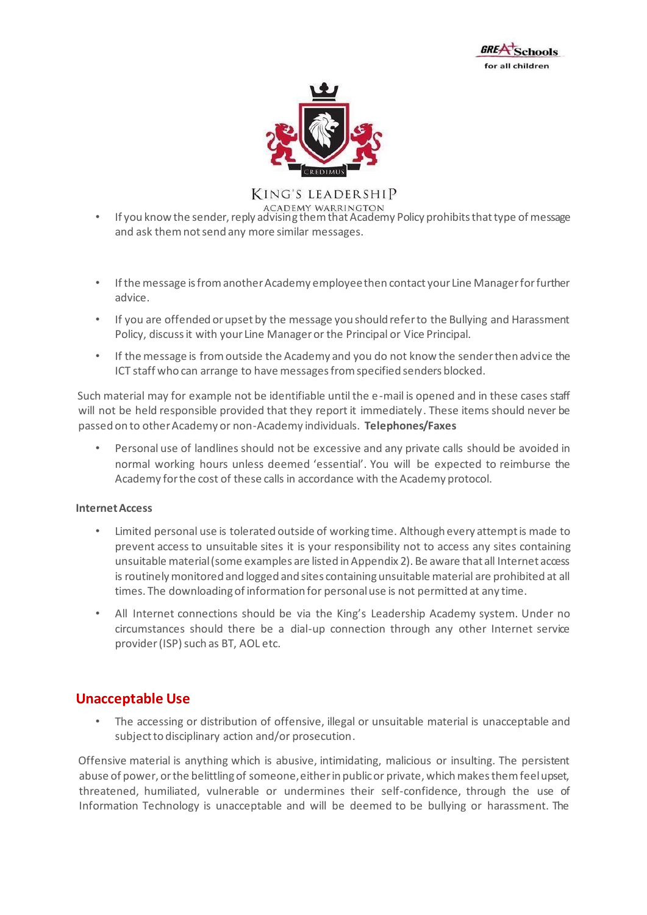- If you know the sender, reply advising them that Academy Policy prohibits that type of message and ask them not send any more similar messages.

- If the message is from another Academy employee then contact your Line Manager for further advice.
- If you are offended or upset by the message you should refer to the Bullying and Harassment Policy, discuss it with your Line Manager or the Principal or Vice Principal.
- If the message is from outside the Academy and you do not know the sender then advice the ICT staff who can arrange to have messages from specified senders blocked.

Such material may for example not be identifiable until the e-mail is opened and in these cases staff will not be held responsible provided that they report it immediately. These items should never be passed on to other Academy or non-Academy individuals.

**Telephones/Faxes**

- Personal use of landlines should not be excessive and any private calls should be avoided in normal working hours unless deemed 'essential'. You will be expected to reimburse the Academy for the cost of these calls in accordance with the Academy protocol.

**Internet Access**

- Limited personal use is tolerated outside of working time. Although every attempt is made to prevent access to unsuitable sites it is your responsibility not to access any sites containing unsuitable material (some examples are listed in Appendix 2). Be aware that all Internet access is routinely monitored and logged and sites containing unsuitable material are prohibited at all times. The downloading of information for personal use is not permitted at any time.
- All Internet connections should be via the King's Leadership Academy system. Under no circumstances should there be a dial-up connection through any other Internet service provider (ISP) such as BT, AOL etc.

## Unacceptable Use

- The accessing or distribution of offensive, illegal or unsuitable material is unacceptable and subject to disciplinary action and/or prosecution.

Offensive material is anything which is abusive, intimidating, malicious or insulting. The persistent abuse of power, or the belittling of someone, either in public or private, which makes them feel upset, threatened, humiliated, vulnerable or undermines their self-confidence, through the use of Information Technology is unacceptable and will be deemed to be bullying or harassment. The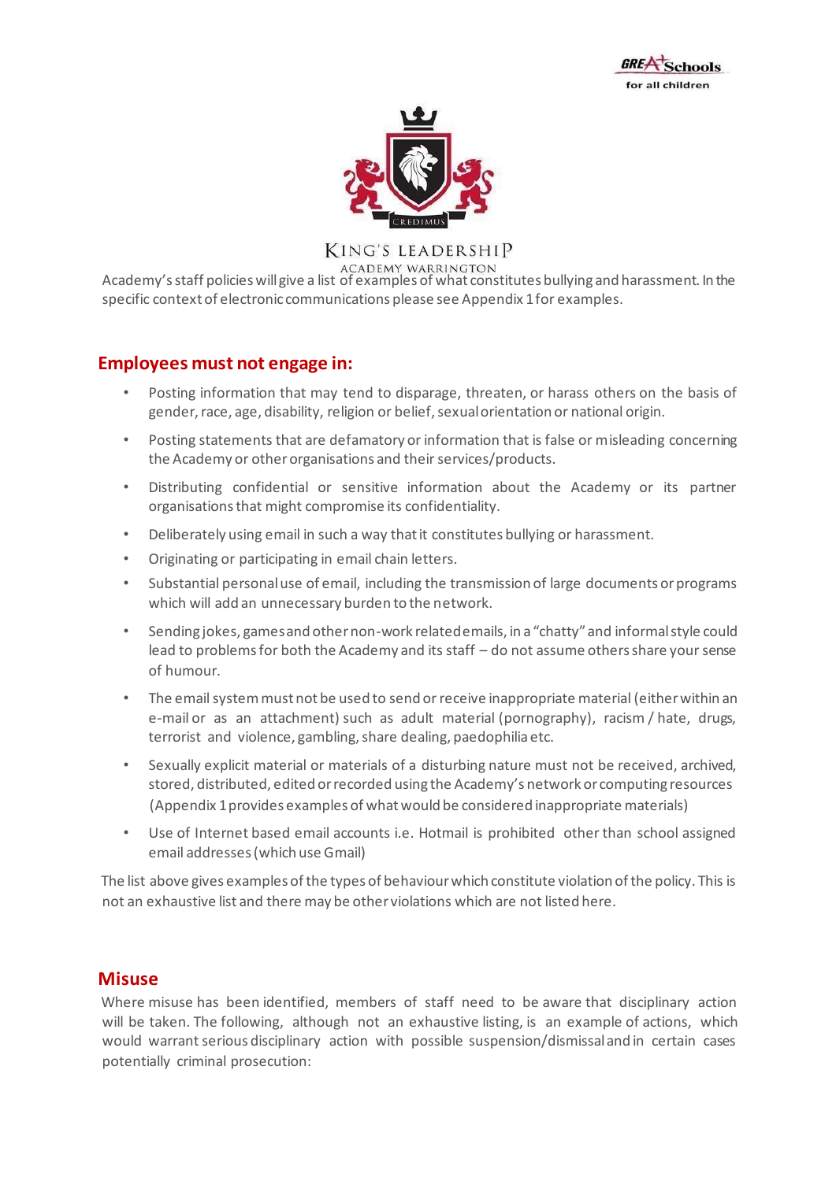Academy's staff policies will give a list of examples of what constitutes bullying and harassment. In the specific context of electronic communications please see Appendix 1 for examples.

## Employees must not engage in:

- Posting information that may tend to disparage, threaten, or harass others on the basis of gender, race, age, disability, religion or belief, sexual orientation or national origin.
- Posting statements that are defamatory or information that is false or misleading concerning the Academy or other organisations and their services/products.
- Distributing confidential or sensitive information about the Academy or its partner organisations that might compromise its confidentiality.
- Deliberately using email in such a way that it constitutes bullying or harassment.
- Originating or participating in email chain letters.
- Substantial personal use of email, including the transmission of large documents or programs which will add an unnecessary burden to the network.
- Sending jokes, games and other non-work related emails, in a "chatty" and informal style could lead to problems for both the Academy and its staff – do not assume others share your sense of humour.
- The email system must not be used to send or receive inappropriate material (either within an e-mail or as an attachment) such as adult material (pornography), racism / hate, drugs, terrorist and violence, gambling, share dealing, paedophilia etc.
- Sexually explicit material or materials of a disturbing nature must not be received, archived, stored, distributed, edited or recorded using the Academy's network or computing resources (Appendix 1 provides examples of what would be considered inappropriate materials)
- Use of Internet based email accounts i.e. Hotmail is prohibited other than school assigned email addresses (which use Gmail)

The list above gives examples of the types of behaviour which constitute violation of the policy. This is not an exhaustive list and there may be other violations which are not listed here.

## Misuse

Where misuse has been identified, members of staff need to be aware that disciplinary action will be taken. The following, although not an exhaustive listing, is an example of actions, which would warrant serious disciplinary action with possible suspension/dismissal and in certain cases potentially criminal prosecution: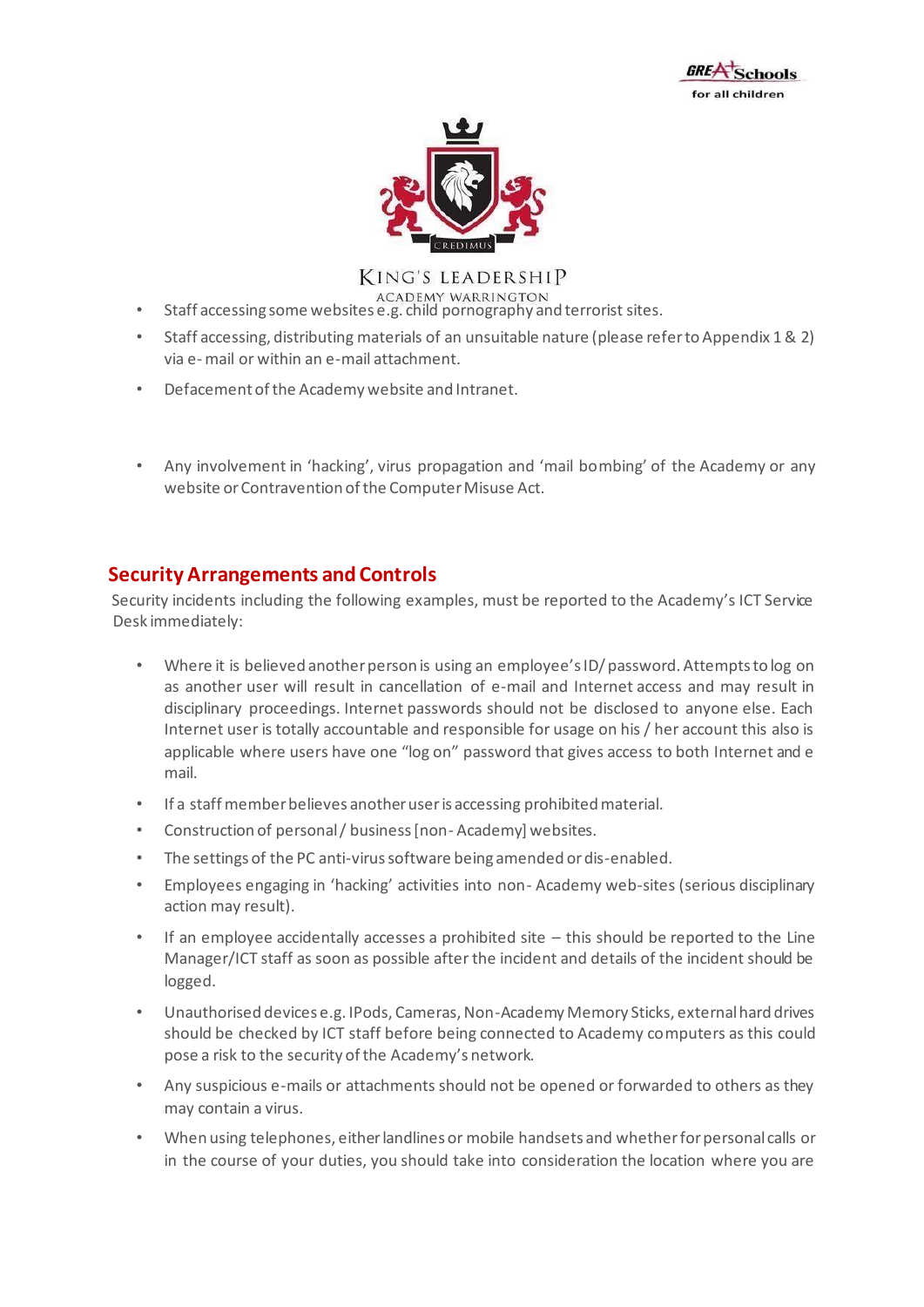- Staff accessing some websites e.g. child pornography and terrorist sites.
- Staff accessing, distributing materials of an unsuitable nature (please refer to Appendix 1 & 2) via e- mail or within an e-mail attachment.
- Defacement of the Academy website and Intranet.
- Any involvement in 'hacking', virus propagation and 'mail bombing' of the Academy or any website or Contravention of the Computer Misuse Act.

## Security Arrangements and Controls

Security incidents including the following examples, must be reported to the Academy's ICT Service Desk immediately:

- Where it is believed another person is using an employee's ID/ password. Attempts to log on as another user will result in cancellation of e-mail and Internet access and may result in disciplinary proceedings. Internet passwords should not be disclosed to anyone else. Each Internet user is totally accountable and responsible for usage on his / her account this also is applicable where users have one "log on" password that gives access to both Internet and e mail.
- If a staff member believes another user is accessing prohibited material.
- Construction of personal / business [non- Academy] websites.
- The settings of the PC anti-virus software being amended or dis-enabled.
- Employees engaging in 'hacking' activities into non- Academy web-sites (serious disciplinary action may result).
- If an employee accidentally accesses a prohibited site – this should be reported to the Line Manager/ICT staff as soon as possible after the incident and details of the incident should be logged.
- Unauthorised devices e.g. IPods, Cameras, Non-Academy Memory Sticks, external hard drives should be checked by ICT staff before being connected to Academy computers as this could pose a risk to the security of the Academy's network.
- Any suspicious e-mails or attachments should not be opened or forwarded to others as they may contain a virus.
- When using telephones, either landlines or mobile handsets and whether for personal calls or in the course of your duties, you should take into consideration the location where you are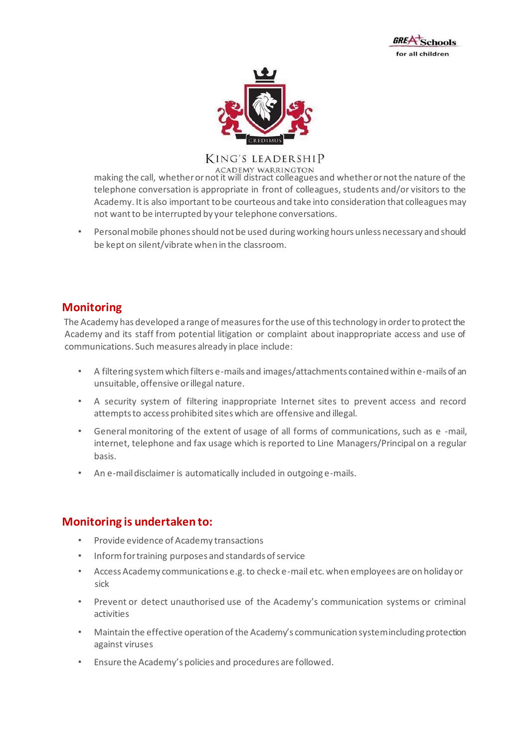making the call, whether or not it will distract colleagues and whether or not the nature of the telephone conversation is appropriate in front of colleagues, students and/or visitors to the Academy. It is also important to be courteous and take into consideration that colleagues may not want to be interrupted by your telephone conversations.

- Personal mobile phones should not be used during working hours unless necessary and should be kept on silent/vibrate when in the classroom.

## Monitoring

The Academy has developed a range of measures for the use of this technology in order to protect the Academy and its staff from potential litigation or complaint about inappropriate access and use of communications. Such measures already in place include:

- A filtering system which filters e-mails and images/attachments contained within e-mails of an unsuitable, offensive or illegal nature.
- A security system of filtering inappropriate Internet sites to prevent access and record attempts to access prohibited sites which are offensive and illegal.
- General monitoring of the extent of usage of all forms of communications, such as e -mail, internet, telephone and fax usage which is reported to Line Managers/Principal on a regular basis.
- An e-mail disclaimer is automatically included in outgoing e-mails.

## Monitoring is undertaken to:

- Provide evidence of Academy transactions
- Inform for training purposes and standards of service
- Access Academy communications e.g. to check e-mail etc. when employees are on holiday or sick
- Prevent or detect unauthorised use of the Academy's communication systems or criminal activities
- Maintain the effective operation of the Academy's communication system including protection against viruses
- Ensure the Academy's policies and procedures are followed.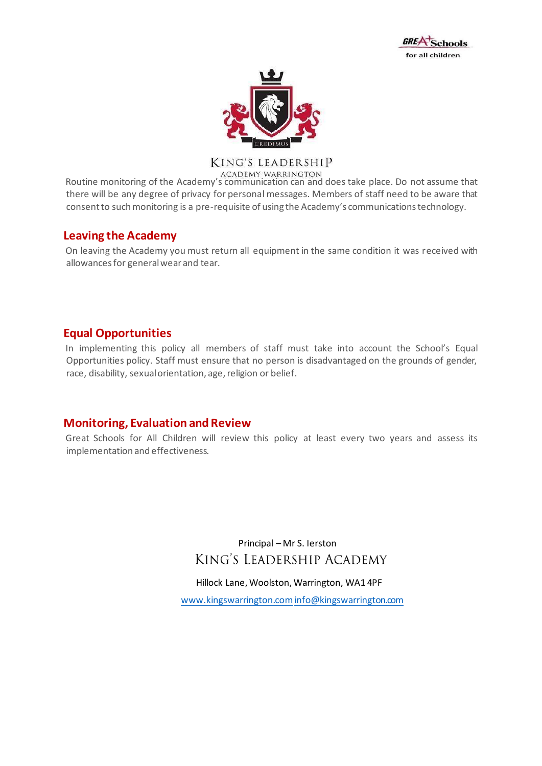Routine monitoring of the Academy's communication can and does take place. Do not assume that there will be any degree of privacy for personal messages. Members of staff need to be aware that consent to such monitoring is a pre-requisite of using the Academy's communications technology.

## Leaving the Academy

On leaving the Academy you must return all equipment in the same condition it was received with allowances for general wear and tear.

## Equal Opportunities

In implementing this policy all members of staff must take into account the School's Equal Opportunities policy. Staff must ensure that no person is disadvantaged on the grounds of gender, race, disability, sexual orientation, age, religion or belief.

## Monitoring, Evaluation and Review

Great Schools for All Children will review this policy at least every two years and assess its implementation and effectiveness.

Principal – Mr S. Ierston

KING'S LEADERSHIP ACADEMY

Hillock Lane, Woolston, Warrington, WA1 4PF

www.kingswarrington.com info@kingswarrington.com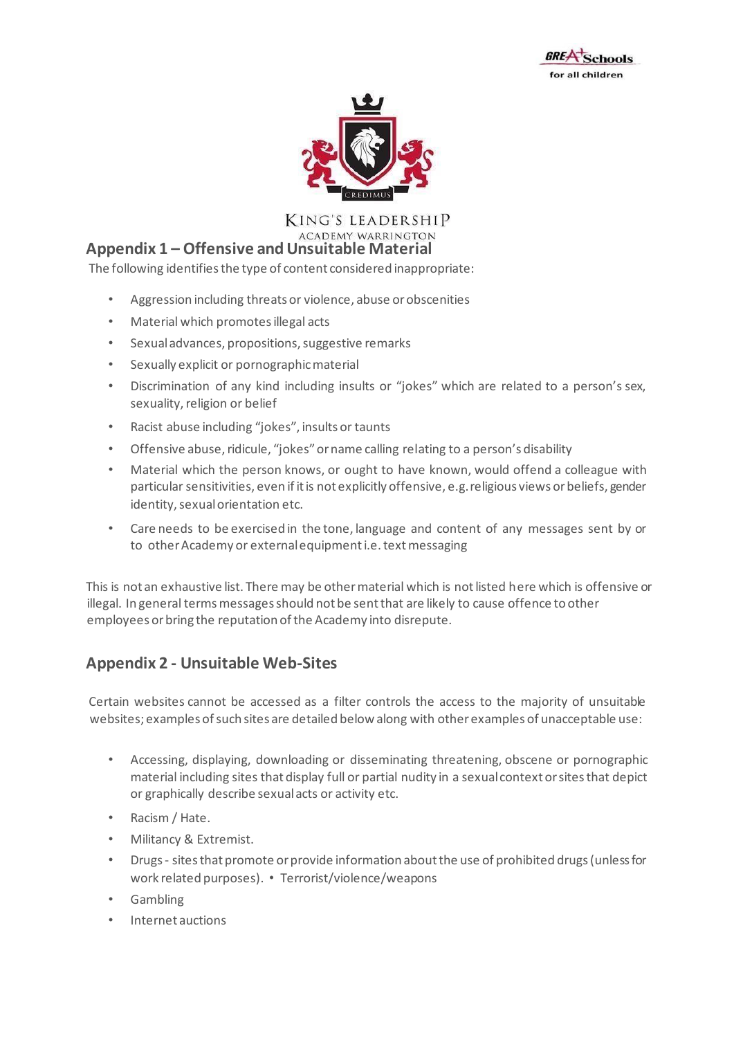## Appendix 1 – Offensive and Unsuitable Material

The following identifies the type of content considered inappropriate:

- Aggression including threats or violence, abuse or obscenities
- Material which promotes illegal acts
- Sexual advances, propositions, suggestive remarks
- Sexually explicit or pornographic material
- Discrimination of any kind including insults or "jokes" which are related to a person's sex, sexuality, religion or belief
- Racist abuse including "jokes", insults or taunts
- Offensive abuse, ridicule, "jokes" or name calling relating to a person's disability
- Material which the person knows, or ought to have known, would offend a colleague with particular sensitivities, even if it is not explicitly offensive, e.g. religious views or beliefs, gender identity, sexual orientation etc.
- Care needs to be exercised in the tone, language and content of any messages sent by or to other Academy or external equipment i.e. text messaging

This is not an exhaustive list. There may be other material which is not listed here which is offensive or illegal. In general terms messages should not be sent that are likely to cause offence to other employees or bring the reputation of the Academy into disrepute.

## Appendix 2 - Unsuitable Web-Sites

Certain websites cannot be accessed as a filter controls the access to the majority of unsuitable websites; examples of such sites are detailed below along with other examples of unacceptable use:

- Accessing, displaying, downloading or disseminating threatening, obscene or pornographic material including sites that display full or partial nudity in a sexual context or sites that depict or graphically describe sexual acts or activity etc.
- Racism / Hate.
- Militancy & Extremist.
- Drugs - sites that promote or provide information about the use of prohibited drugs (unless for work related purposes). • Terrorist/violence/weapons
- Gambling
- Internet auctions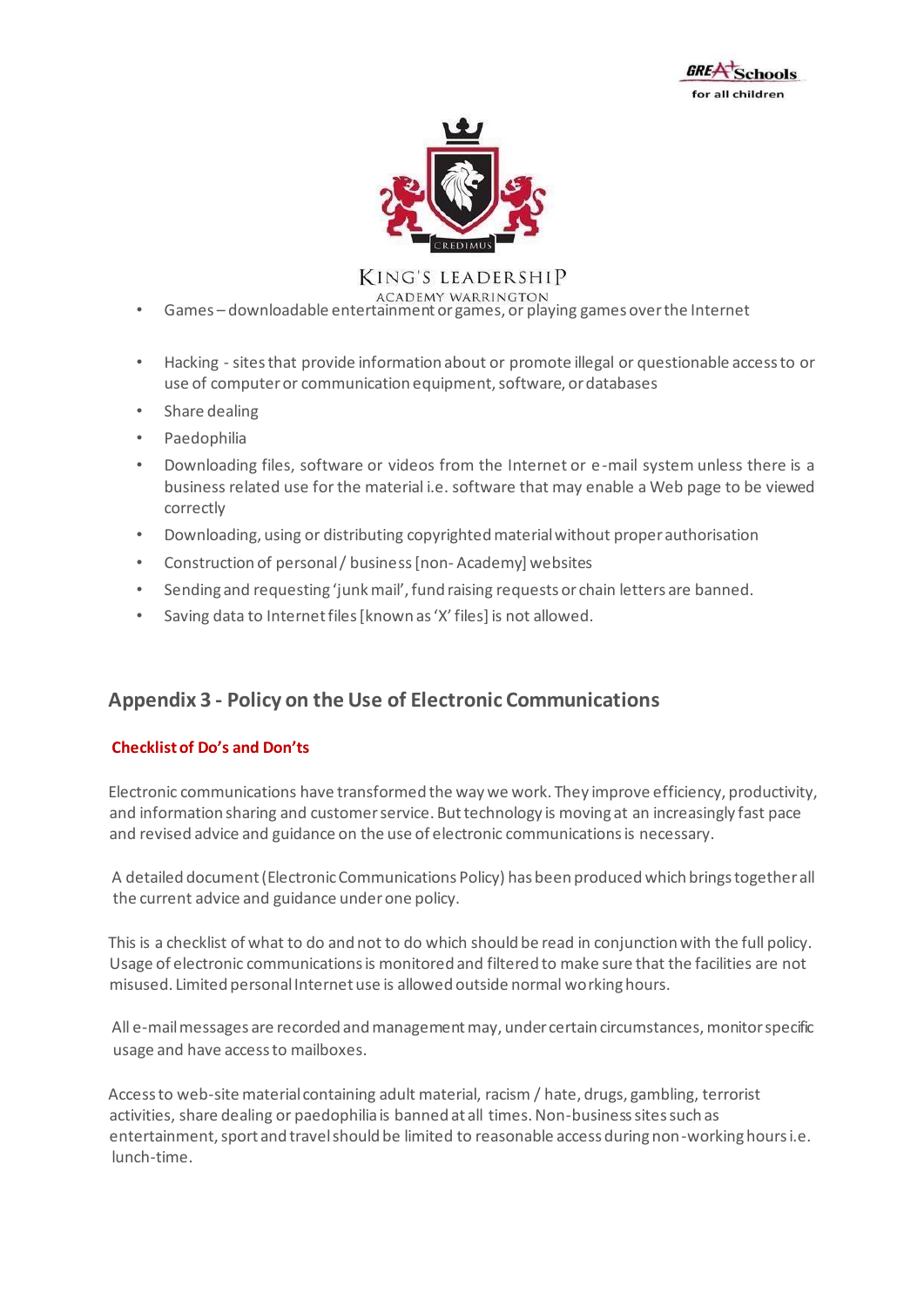- Games – downloadable entertainment or games, or playing games over the Internet
- Hacking - sites that provide information about or promote illegal or questionable access to or use of computer or communication equipment, software, or databases
- Share dealing
- Paedophilia
- Downloading files, software or videos from the Internet or e-mail system unless there is a business related use for the material i.e. software that may enable a Web page to be viewed correctly
- Downloading, using or distributing copyrighted material without proper authorisation
- Construction of personal / business [non- Academy] websites
- Sending and requesting 'junk mail', fund raising requests or chain letters are banned.
- Saving data to Internet files [known as 'X' files] is not allowed.

## Appendix 3 - Policy on the Use of Electronic Communications

**Checklist of Do's and Don'ts**

Electronic communications have transformed the way we work. They improve efficiency, productivity, and information sharing and customer service. But technology is moving at an increasingly fast pace and revised advice and guidance on the use of electronic communications is necessary.

A detailed document (Electronic Communications Policy) has been produced which brings together all the current advice and guidance under one policy.

This is a checklist of what to do and not to do which should be read in conjunction with the full policy. Usage of electronic communications is monitored and filtered to make sure that the facilities are not misused. Limited personal Internet use is allowed outside normal working hours.

All e-mail messages are recorded and management may, under certain circumstances, monitor specific usage and have access to mailboxes.

Access to web-site material containing adult material, racism / hate, drugs, gambling, terrorist activities, share dealing or paedophilia is banned at all times. Non-business sites such as entertainment, sport and travel should be limited to reasonable access during non-working hours i.e. lunch-time.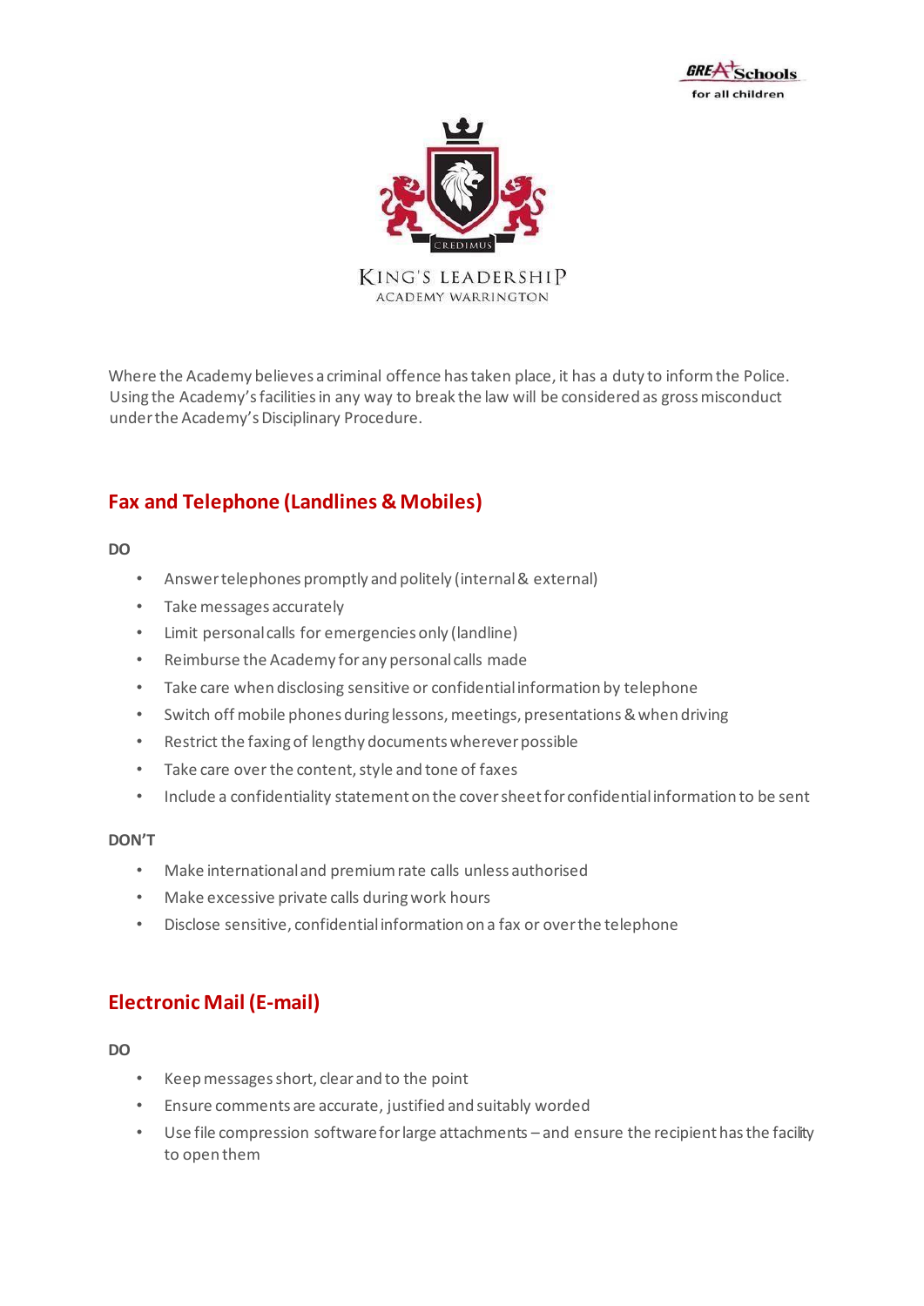Where the Academy believes a criminal offence has taken place, it has a duty to inform the Police. Using the Academy's facilities in any way to break the law will be considered as gross misconduct under the Academy's Disciplinary Procedure.

## Fax and Telephone (Landlines & Mobiles)

**DO**

- Answer telephones promptly and politely (internal & external)
- Take messages accurately
- Limit personal calls for emergencies only (landline)
- Reimburse the Academy for any personal calls made
- Take care when disclosing sensitive or confidential information by telephone
- Switch off mobile phones during lessons, meetings, presentations & when driving
- Restrict the faxing of lengthy documents wherever possible
- Take care over the content, style and tone of faxes
- Include a confidentiality statement on the cover sheet for confidential information to be sent

**DON'T**

- Make international and premium rate calls unless authorised
- Make excessive private calls during work hours
- Disclose sensitive, confidential information on a fax or over the telephone

## Electronic Mail (E-mail)

**DO**

- Keep messages short, clear and to the point
- Ensure comments are accurate, justified and suitably worded
- Use file compression software for large attachments – and ensure the recipient has the facility to open them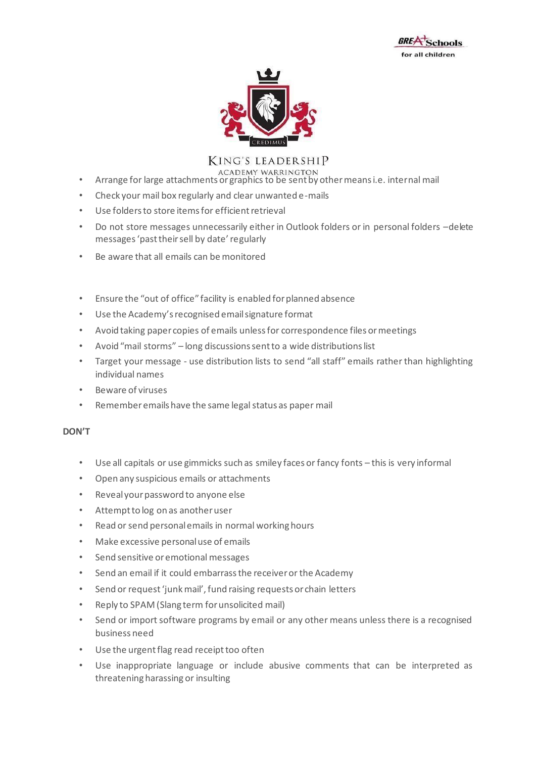- Arrange for large attachments or graphics to be sent by other means i.e. internal mail
- Check your mail box regularly and clear unwanted e-mails
- Use folders to store items for efficient retrieval
- Do not store messages unnecessarily either in Outlook folders or in personal folders –delete messages 'past their sell by date' regularly
- Be aware that all emails can be monitored

- Ensure the "out of office" facility is enabled for planned absence
- Use the Academy's recognised email signature format
- Avoid taking paper copies of emails unless for correspondence files or meetings
- Avoid "mail storms" – long discussions sent to a wide distributions list
- Target your message - use distribution lists to send "all staff" emails rather than highlighting individual names
- Beware of viruses
- Remember emails have the same legal status as paper mail

**DON'T**

- Use all capitals or use gimmicks such as smiley faces or fancy fonts – this is very informal
- Open any suspicious emails or attachments
- Reveal your password to anyone else
- Attempt to log on as another user
- Read or send personal emails in normal working hours
- Make excessive personal use of emails
- Send sensitive or emotional messages
- Send an email if it could embarrass the receiver or the Academy
- Send or request 'junk mail', fund raising requests or chain letters
- Reply to SPAM (Slang term for unsolicited mail)
- Send or import software programs by email or any other means unless there is a recognised business need
- Use the urgent flag read receipt too often
- Use inappropriate language or include abusive comments that can be interpreted as threatening harassing or insulting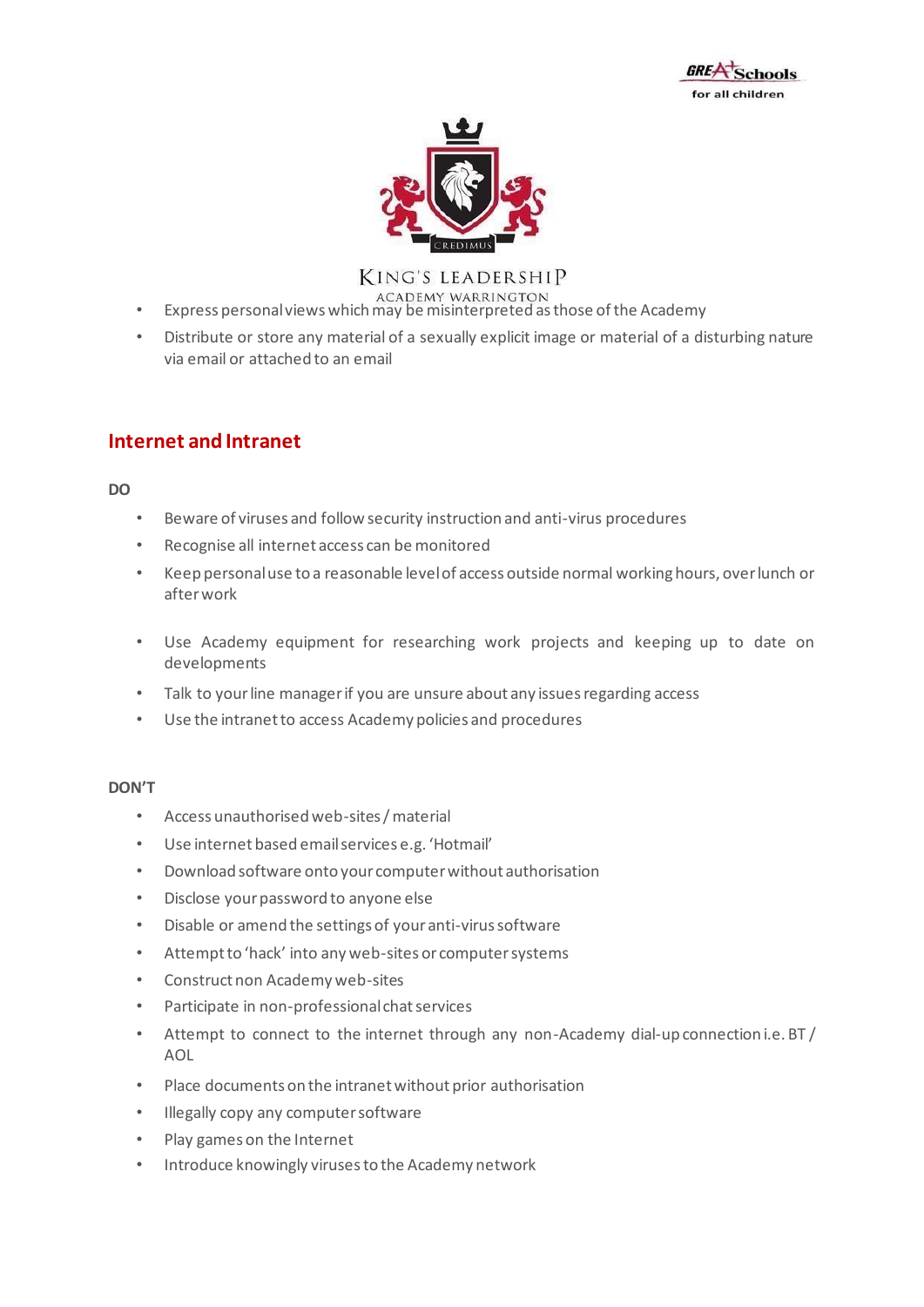- Express personal views which may be misinterpreted as those of the Academy
- Distribute or store any material of a sexually explicit image or material of a disturbing nature via email or attached to an email

## Internet and Intranet

**DO**

- Beware of viruses and follow security instruction and anti-virus procedures
- Recognise all internet access can be monitored
- Keep personal use to a reasonable level of access outside normal working hours, over lunch or after work
- Use Academy equipment for researching work projects and keeping up to date on developments
- Talk to your line manager if you are unsure about any issues regarding access
- Use the intranet to access Academy policies and procedures

**DON'T**

- Access unauthorised web-sites / material
- Use internet based email services e.g. 'Hotmail'
- Download software onto your computer without authorisation
- Disclose your password to anyone else
- Disable or amend the settings of your anti-virus software
- Attempt to 'hack' into any web-sites or computer systems
- Construct non Academy web-sites
- Participate in non-professional chat services
- Attempt to connect to the internet through any non-Academy dial-up connection i.e. BT / AOL
- Place documents on the intranet without prior authorisation
- Illegally copy any computer software
- Play games on the Internet
- Introduce knowingly viruses to the Academy network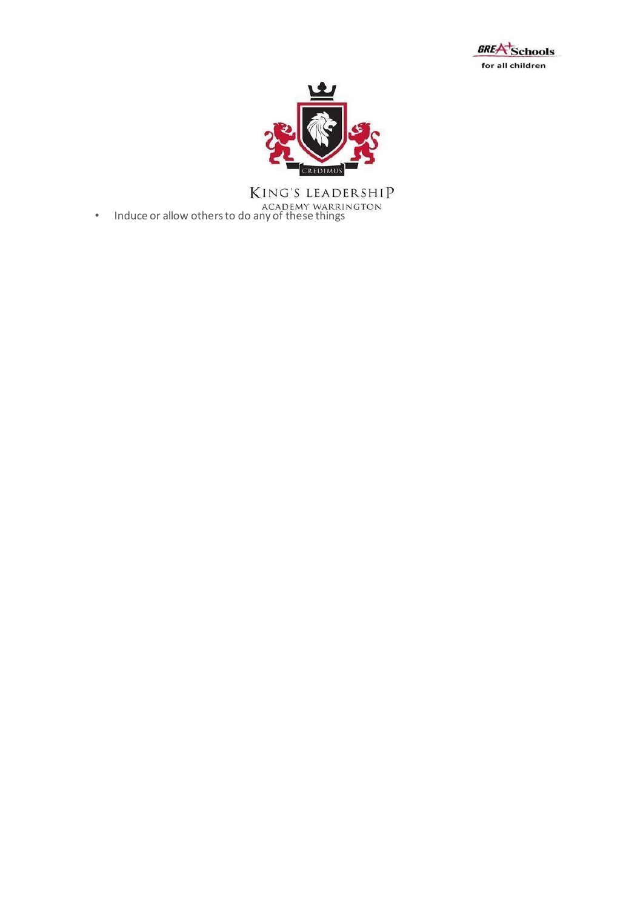- Induce or allow others to do any of these things